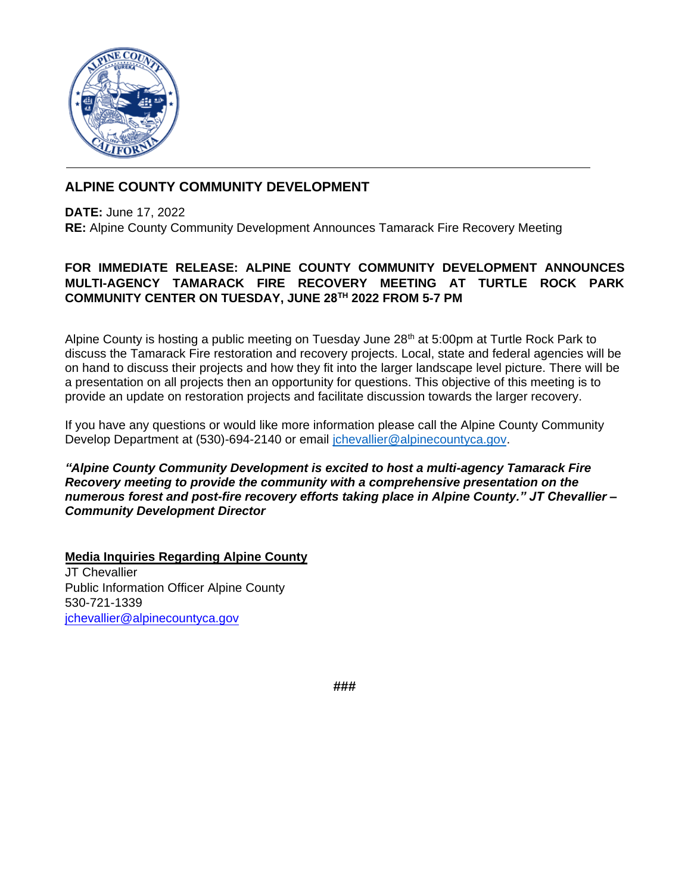## ALPINE COUNTY COMMUNITY DEVELOPMENT

**DATE:** June 17, 2022
**RE:** Alpine County Community Development Announces Tamarack Fire Recovery Meeting

**FOR IMMEDIATE RELEASE: ALPINE COUNTY COMMUNITY DEVELOPMENT ANNOUNCES MULTI-AGENCY TAMARACK FIRE RECOVERY MEETING AT TURTLE ROCK PARK COMMUNITY CENTER ON TUESDAY, JUNE 28TH 2022 FROM 5-7 PM**

Alpine County is hosting a public meeting on Tuesday June 28th at 5:00pm at Turtle Rock Park to discuss the Tamarack Fire restoration and recovery projects. Local, state and federal agencies will be on hand to discuss their projects and how they fit into the larger landscape level picture. There will be a presentation on all projects then an opportunity for questions. This objective of this meeting is to provide an update on restoration projects and facilitate discussion towards the larger recovery.

If you have any questions or would like more information please call the Alpine County Community Develop Department at (530)-694-2140 or email jchevallier@alpinecountyca.gov.

***"Alpine County Community Development is excited to host a multi-agency Tamarack Fire Recovery meeting to provide the community with a comprehensive presentation on the numerous forest and post-fire recovery efforts taking place in Alpine County." JT Chevallier – Community Development Director***

**Media Inquiries Regarding Alpine County**
JT Chevallier
Public Information Officer Alpine County
530-721-1339
jchevallier@alpinecountyca.gov

###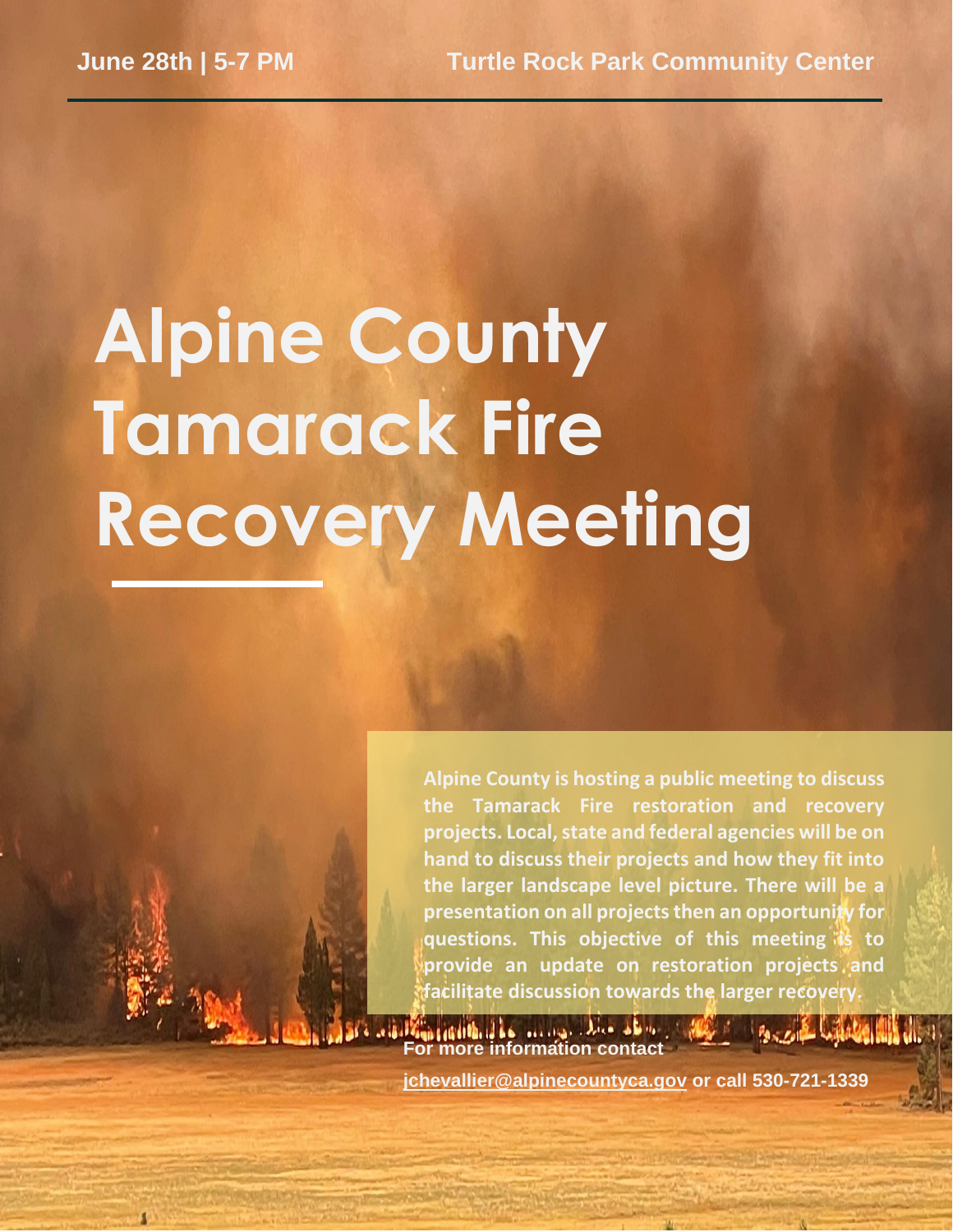June 28th | 5-7 PM

Turtle Rock Park Community Center

# Alpine County Tamarack Fire Recovery Meeting

**Alpine County is hosting a public meeting to discuss the Tamarack Fire restoration and recovery projects. Local, state and federal agencies will be on hand to discuss their projects and how they fit into the larger landscape level picture. There will be a presentation on all projects then an opportunity for questions. This objective of this meeting is to provide an update on restoration projects and facilitate discussion towards the larger recovery.**

**For more information contact jchevallier@alpinecountyca.gov or call 530-721-1339**